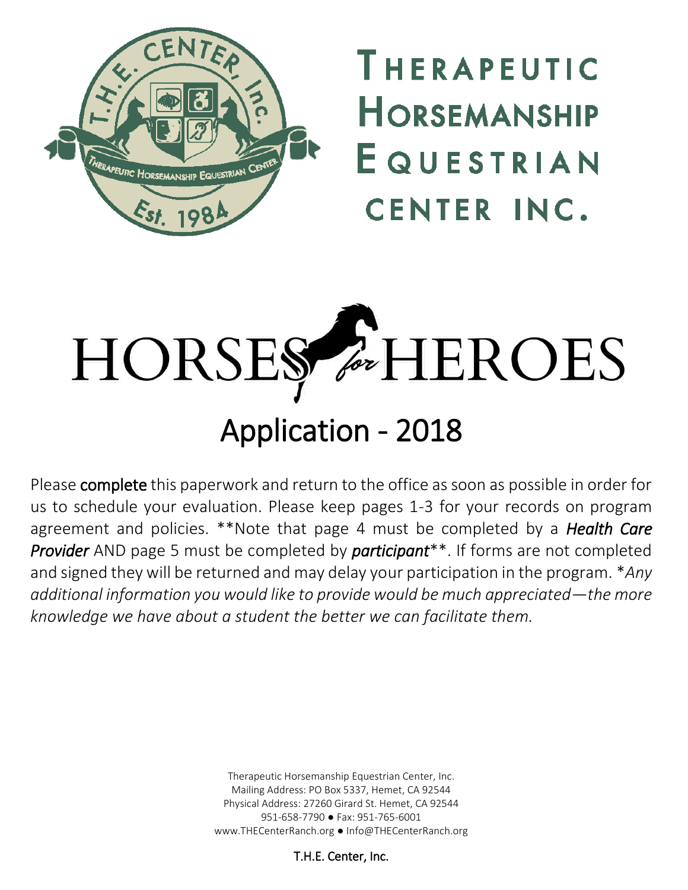# Therapeutic Horsemanship Equestrian Center Inc.

# HORSES for HEROES

## Application - 2018

Please **complete** this paperwork and return to the office as soon as possible in order for us to schedule your evaluation. Please keep pages 1-3 for your records on program agreement and policies. **Note that page 4 must be completed by a ***Health Care Provider*** AND page 5 must be completed by ***participant*****. If forms are not completed and signed they will be returned and may delay your participation in the program. **Any additional information you would like to provide would be much appreciated—the more knowledge we have about a student the better we can facilitate them.*

Therapeutic Horsemanship Equestrian Center, Inc.
Mailing Address: PO Box 5337, Hemet, CA 92544
Physical Address: 27260 Girard St. Hemet, CA 92544
951-658-7790 ● Fax: 951-765-6001
www.THECenterRanch.org ● Info@THECenterRanch.org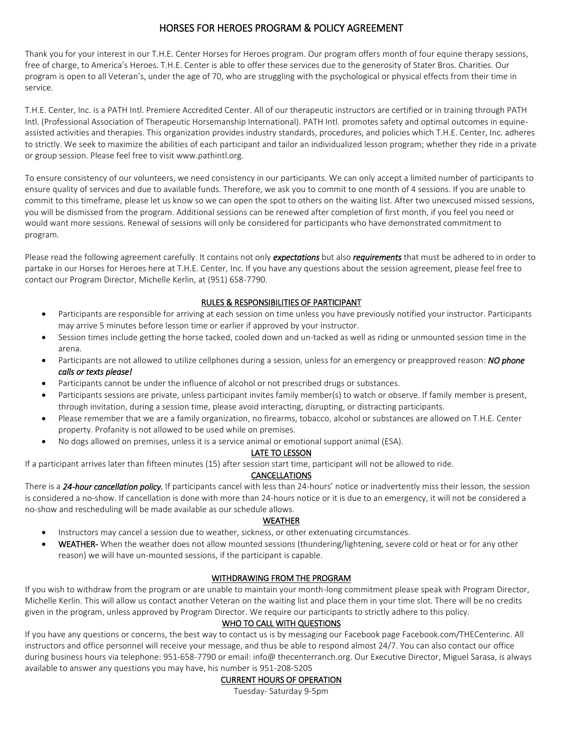# HORSES FOR HEROES PROGRAM & POLICY AGREEMENT

Thank you for your interest in our T.H.E. Center Horses for Heroes program. Our program offers month of four equine therapy sessions, free of charge, to America's Heroes. T.H.E. Center is able to offer these services due to the generosity of Stater Bros. Charities. Our program is open to all Veteran's, under the age of 70, who are struggling with the psychological or physical effects from their time in service.

T.H.E. Center, Inc. is a PATH Intl. Premiere Accredited Center. All of our therapeutic instructors are certified or in training through PATH Intl. (Professional Association of Therapeutic Horsemanship International). PATH Intl. promotes safety and optimal outcomes in equine-assisted activities and therapies. This organization provides industry standards, procedures, and policies which T.H.E. Center, Inc. adheres to strictly. We seek to maximize the abilities of each participant and tailor an individualized lesson program; whether they ride in a private or group session. Please feel free to visit www.pathintl.org.

To ensure consistency of our volunteers, we need consistency in our participants. We can only accept a limited number of participants to ensure quality of services and due to available funds. Therefore, we ask you to commit to one month of 4 sessions. If you are unable to commit to this timeframe, please let us know so we can open the spot to others on the waiting list. After two unexcused missed sessions, you will be dismissed from the program. Additional sessions can be renewed after completion of first month, if you feel you need or would want more sessions. Renewal of sessions will only be considered for participants who have demonstrated commitment to program.

Please read the following agreement carefully. It contains not only ***expectations*** but also ***requirements*** that must be adhered to in order to partake in our Horses for Heroes here at T.H.E. Center, Inc. If you have any questions about the session agreement, please feel free to contact our Program Director, Michelle Kerlin, at (951) 658-7790.

## RULES & RESPONSIBILITIES OF PARTICIPANT

- Participants are responsible for arriving at each session on time unless you have previously notified your instructor. Participants may arrive 5 minutes before lesson time or earlier if approved by your instructor.
- Session times include getting the horse tacked, cooled down and un-tacked as well as riding or unmounted session time in the arena.
- Participants are not allowed to utilize cellphones during a session, unless for an emergency or preapproved reason: ***NO phone calls or texts please!***
- Participants cannot be under the influence of alcohol or not prescribed drugs or substances.
- Participants sessions are private, unless participant invites family member(s) to watch or observe. If family member is present, through invitation, during a session time, please avoid interacting, disrupting, or distracting participants.
- Please remember that we are a family organization, no firearms, tobacco, alcohol or substances are allowed on T.H.E. Center property. Profanity is not allowed to be used while on premises.
- No dogs allowed on premises, unless it is a service animal or emotional support animal (ESA).

## LATE TO LESSON

If a participant arrives later than fifteen minutes (15) after session start time, participant will not be allowed to ride.

## CANCELLATIONS

There is a ***24-hour cancellation policy.*** If participants cancel with less than 24-hours' notice or inadvertently miss their lesson, the session is considered a no-show. If cancellation is done with more than 24-hours notice or it is due to an emergency, it will not be considered a no-show and rescheduling will be made available as our schedule allows.

## WEATHER

- Instructors may cancel a session due to weather, sickness, or other extenuating circumstances.
- **WEATHER-** When the weather does not allow mounted sessions (thundering/lightening, severe cold or heat or for any other reason) we will have un-mounted sessions, if the participant is capable.

## WITHDRAWING FROM THE PROGRAM

If you wish to withdraw from the program or are unable to maintain your month-long commitment please speak with Program Director, Michelle Kerlin. This will allow us contact another Veteran on the waiting list and place them in your time slot. There will be no credits given in the program, unless approved by Program Director. We require our participants to strictly adhere to this policy.

## WHO TO CALL WITH QUESTIONS

If you have any questions or concerns, the best way to contact us is by messaging our Facebook page Facebook.com/THECenterinc. All instructors and office personnel will receive your message, and thus be able to respond almost 24/7. You can also contact our office during business hours via telephone: 951-658-7790 or email: info@ thecenterranch.org. Our Executive Director, Miguel Sarasa, is always available to answer any questions you may have, his number is 951-208-5205

## CURRENT HOURS OF OPERATION

Tuesday- Saturday 9-5pm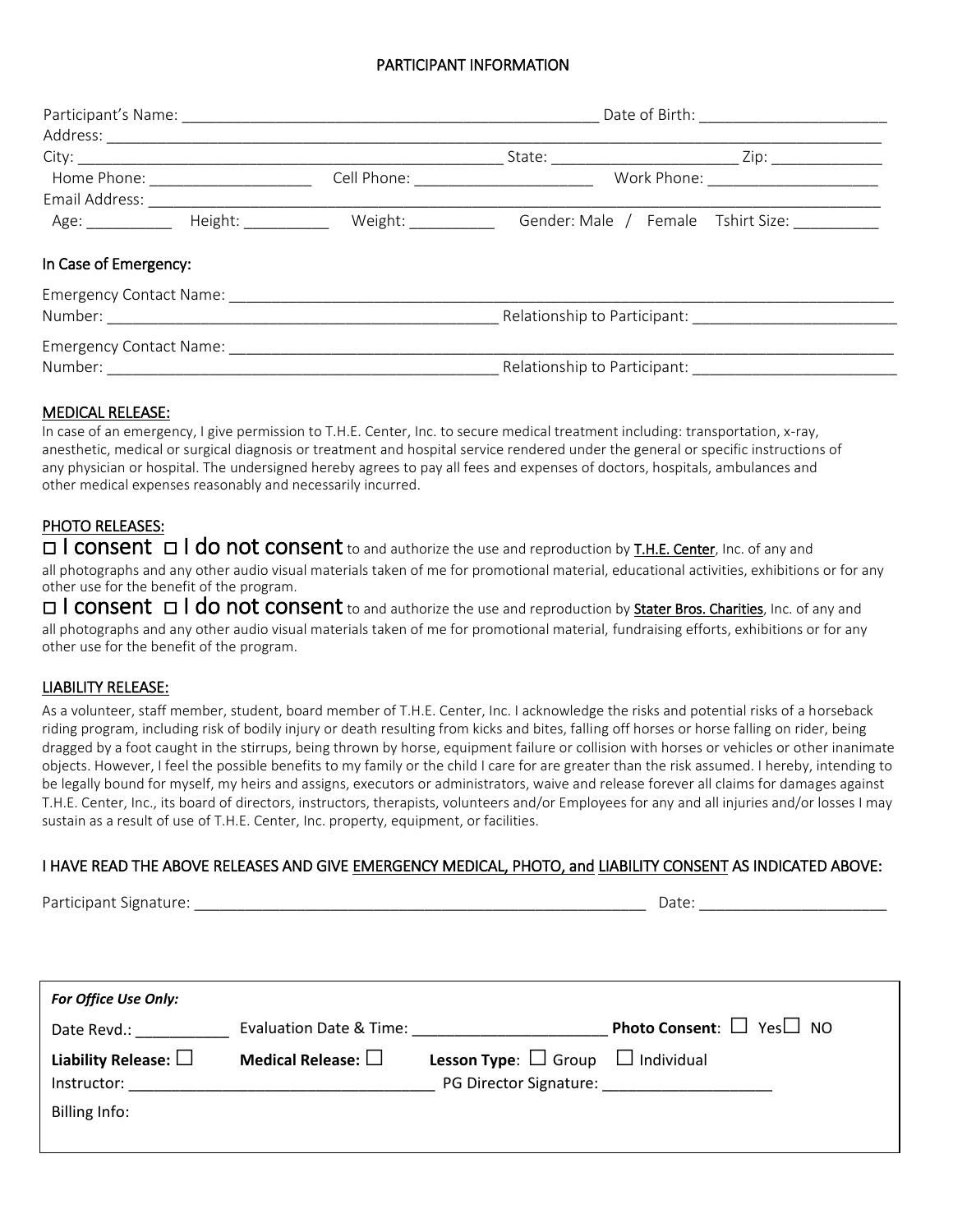## PARTICIPANT INFORMATION

Participant's Name: ___________________________________________________ Date of Birth: ______________________

Address: ________________________________________________________________________________________________

City: ________________________________________________ State: ______________________ Zip: _____________

Home Phone: ___________________ Cell Phone: _____________________ Work Phone: ____________________

Email Address: ___________________________________________________________________________________________

Age: __________ Height: __________ Weight: __________ Gender: Male / Female Tshirt Size: __________

### In Case of Emergency:

Emergency Contact Name: _________________________________________________________________________________

Number: ______________________________________________ Relationship to Participant: ________________________

Emergency Contact Name: _________________________________________________________________________________

Number: ______________________________________________ Relationship to Participant: ________________________

### MEDICAL RELEASE:

In case of an emergency, I give permission to T.H.E. Center, Inc. to secure medical treatment including: transportation, x-ray, anesthetic, medical or surgical diagnosis or treatment and hospital service rendered under the general or specific instructions of any physician or hospital. The undersigned hereby agrees to pay all fees and expenses of doctors, hospitals, ambulances and other medical expenses reasonably and necessarily incurred.

### PHOTO RELEASES:

☐ **I consent** ☐ **I do not consent** to and authorize the use and reproduction by **T.H.E. Center**, Inc. of any and all photographs and any other audio visual materials taken of me for promotional material, educational activities, exhibitions or for any other use for the benefit of the program.

☐ **I consent** ☐ **I do not consent** to and authorize the use and reproduction by **Stater Bros. Charities**, Inc. of any and all photographs and any other audio visual materials taken of me for promotional material, fundraising efforts, exhibitions or for any other use for the benefit of the program.

### LIABILITY RELEASE:

As a volunteer, staff member, student, board member of T.H.E. Center, Inc. I acknowledge the risks and potential risks of a horseback riding program, including risk of bodily injury or death resulting from kicks and bites, falling off horses or horse falling on rider, being dragged by a foot caught in the stirrups, being thrown by horse, equipment failure or collision with horses or vehicles or other inanimate objects. However, I feel the possible benefits to my family or the child I care for are greater than the risk assumed. I hereby, intending to be legally bound for myself, my heirs and assigns, executors or administrators, waive and release forever all claims for damages against T.H.E. Center, Inc., its board of directors, instructors, therapists, volunteers and/or Employees for any and all injuries and/or losses I may sustain as a result of use of T.H.E. Center, Inc. property, equipment, or facilities.

### I HAVE READ THE ABOVE RELEASES AND GIVE EMERGENCY MEDICAL, PHOTO, and LIABILITY CONSENT AS INDICATED ABOVE:

Participant Signature: ______________________________________________________ Date: ______________________

---

***For Office Use Only:***

Date Revd.: ___________ Evaluation Date & Time: _______________________ **Photo Consent**: ☐ Yes ☐ NO

**Liability Release:** ☐ **Medical Release:** ☐ **Lesson Type**: ☐ Group ☐ Individual

Instructor: ___________________________________ PG Director Signature: ___________________

Billing Info: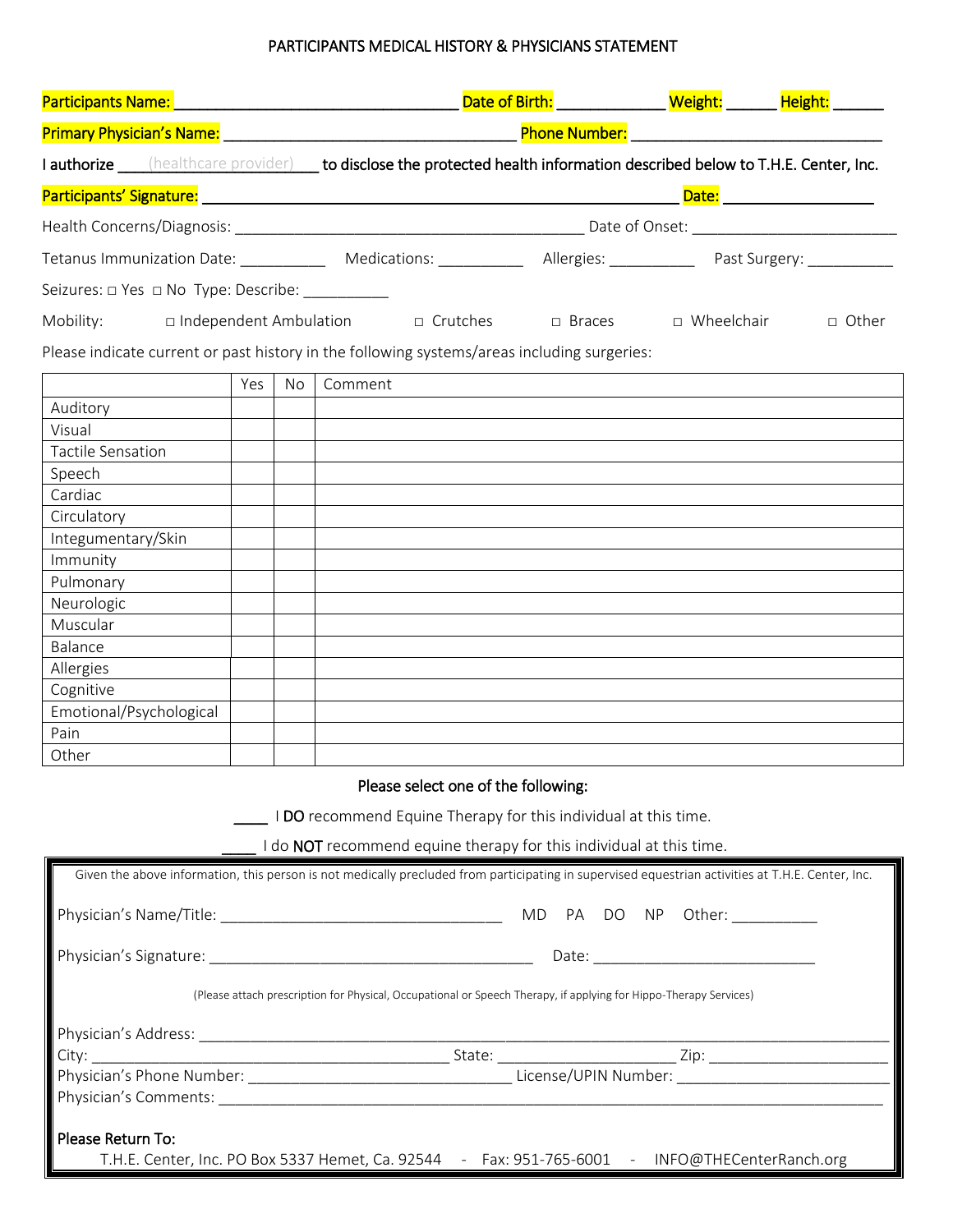# PARTICIPANTS MEDICAL HISTORY & PHYSICIANS STATEMENT

Participants Name: ________________________________ Date of Birth: ____________ Weight: _____ Height: _____

Primary Physician's Name: ________________________________ Phone Number: ____________________________

I authorize ___(healthcare provider)___ to disclose the protected health information described below to T.H.E. Center, Inc.

Participants' Signature: ______________________________________________________ Date: _________________

Health Concerns/Diagnosis: _______________________________________ Date of Onset: _______________________

Tetanus Immunization Date: __________ Medications: __________ Allergies: __________ Past Surgery: __________

Seizures: □ Yes □ No Type: Describe: __________

Mobility: □ Independent Ambulation □ Crutches □ Braces □ Wheelchair □ Other

Please indicate current or past history in the following systems/areas including surgeries:

| | Yes | No | Comment |
|---|---|---|---|
| Auditory | | | |
| Visual | | | |
| Tactile Sensation | | | |
| Speech | | | |
| Cardiac | | | |
| Circulatory | | | |
| Integumentary/Skin | | | |
| Immunity | | | |
| Pulmonary | | | |
| Neurologic | | | |
| Muscular | | | |
| Balance | | | |
| Allergies | | | |
| Cognitive | | | |
| Emotional/Psychological | | | |
| Pain | | | |
| Other | | | |

Please select one of the following:

____ I **DO** recommend Equine Therapy for this individual at this time.

____ I do **NOT** recommend equine therapy for this individual at this time.

Given the above information, this person is not medically precluded from participating in supervised equestrian activities at T.H.E. Center, Inc.

Physician's Name/Title: ________________________________ MD PA DO NP Other: __________

Physician's Signature: _____________________________________ Date: __________________________

(Please attach prescription for Physical, Occupational or Speech Therapy, if applying for Hippo-Therapy Services)

Physician's Address: ______________________________________________________________________________

City: __________________________________________ State: ____________________ Zip: ____________________

Physician's Phone Number: ______________________________ License/UPIN Number: ________________________

Physician's Comments: ____________________________________________________________________________

Please Return To:

T.H.E. Center, Inc. PO Box 5337 Hemet, Ca. 92544 - Fax: 951-765-6001 - INFO@THECenterRanch.org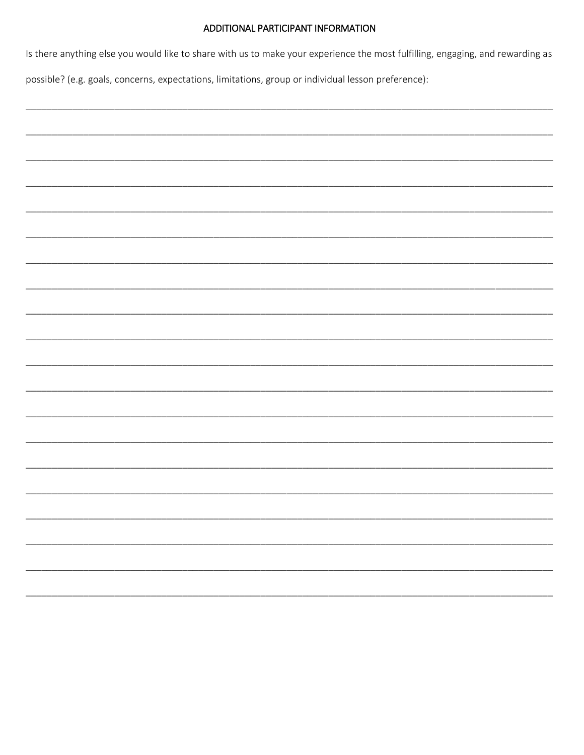## ADDITIONAL PARTICIPANT INFORMATION

Is there anything else you would like to share with us to make your experience the most fulfilling, engaging, and rewarding as possible? (e.g. goals, concerns, expectations, limitations, group or individual lesson preference):

\_\_\_\_\_\_\_\_\_\_\_\_\_\_\_\_\_\_\_\_\_\_\_\_\_\_\_\_\_\_\_\_\_\_\_\_\_\_\_\_\_\_\_\_\_\_\_\_\_\_\_\_\_\_\_\_\_\_\_\_\_\_\_\_\_\_\_\_\_\_\_\_\_\_\_\_\_\_\_\_\_\_\_\_\_\_\_\_\_\_\_\_

\_\_\_\_\_\_\_\_\_\_\_\_\_\_\_\_\_\_\_\_\_\_\_\_\_\_\_\_\_\_\_\_\_\_\_\_\_\_\_\_\_\_\_\_\_\_\_\_\_\_\_\_\_\_\_\_\_\_\_\_\_\_\_\_\_\_\_\_\_\_\_\_\_\_\_\_\_\_\_\_\_\_\_\_\_\_\_\_\_\_\_\_

\_\_\_\_\_\_\_\_\_\_\_\_\_\_\_\_\_\_\_\_\_\_\_\_\_\_\_\_\_\_\_\_\_\_\_\_\_\_\_\_\_\_\_\_\_\_\_\_\_\_\_\_\_\_\_\_\_\_\_\_\_\_\_\_\_\_\_\_\_\_\_\_\_\_\_\_\_\_\_\_\_\_\_\_\_\_\_\_\_\_\_\_

\_\_\_\_\_\_\_\_\_\_\_\_\_\_\_\_\_\_\_\_\_\_\_\_\_\_\_\_\_\_\_\_\_\_\_\_\_\_\_\_\_\_\_\_\_\_\_\_\_\_\_\_\_\_\_\_\_\_\_\_\_\_\_\_\_\_\_\_\_\_\_\_\_\_\_\_\_\_\_\_\_\_\_\_\_\_\_\_\_\_\_\_

\_\_\_\_\_\_\_\_\_\_\_\_\_\_\_\_\_\_\_\_\_\_\_\_\_\_\_\_\_\_\_\_\_\_\_\_\_\_\_\_\_\_\_\_\_\_\_\_\_\_\_\_\_\_\_\_\_\_\_\_\_\_\_\_\_\_\_\_\_\_\_\_\_\_\_\_\_\_\_\_\_\_\_\_\_\_\_\_\_\_\_\_

\_\_\_\_\_\_\_\_\_\_\_\_\_\_\_\_\_\_\_\_\_\_\_\_\_\_\_\_\_\_\_\_\_\_\_\_\_\_\_\_\_\_\_\_\_\_\_\_\_\_\_\_\_\_\_\_\_\_\_\_\_\_\_\_\_\_\_\_\_\_\_\_\_\_\_\_\_\_\_\_\_\_\_\_\_\_\_\_\_\_\_\_

\_\_\_\_\_\_\_\_\_\_\_\_\_\_\_\_\_\_\_\_\_\_\_\_\_\_\_\_\_\_\_\_\_\_\_\_\_\_\_\_\_\_\_\_\_\_\_\_\_\_\_\_\_\_\_\_\_\_\_\_\_\_\_\_\_\_\_\_\_\_\_\_\_\_\_\_\_\_\_\_\_\_\_\_\_\_\_\_\_\_\_\_

\_\_\_\_\_\_\_\_\_\_\_\_\_\_\_\_\_\_\_\_\_\_\_\_\_\_\_\_\_\_\_\_\_\_\_\_\_\_\_\_\_\_\_\_\_\_\_\_\_\_\_\_\_\_\_\_\_\_\_\_\_\_\_\_\_\_\_\_\_\_\_\_\_\_\_\_\_\_\_\_\_\_\_\_\_\_\_\_\_\_\_\_

\_\_\_\_\_\_\_\_\_\_\_\_\_\_\_\_\_\_\_\_\_\_\_\_\_\_\_\_\_\_\_\_\_\_\_\_\_\_\_\_\_\_\_\_\_\_\_\_\_\_\_\_\_\_\_\_\_\_\_\_\_\_\_\_\_\_\_\_\_\_\_\_\_\_\_\_\_\_\_\_\_\_\_\_\_\_\_\_\_\_\_\_

\_\_\_\_\_\_\_\_\_\_\_\_\_\_\_\_\_\_\_\_\_\_\_\_\_\_\_\_\_\_\_\_\_\_\_\_\_\_\_\_\_\_\_\_\_\_\_\_\_\_\_\_\_\_\_\_\_\_\_\_\_\_\_\_\_\_\_\_\_\_\_\_\_\_\_\_\_\_\_\_\_\_\_\_\_\_\_\_\_\_\_\_

\_\_\_\_\_\_\_\_\_\_\_\_\_\_\_\_\_\_\_\_\_\_\_\_\_\_\_\_\_\_\_\_\_\_\_\_\_\_\_\_\_\_\_\_\_\_\_\_\_\_\_\_\_\_\_\_\_\_\_\_\_\_\_\_\_\_\_\_\_\_\_\_\_\_\_\_\_\_\_\_\_\_\_\_\_\_\_\_\_\_\_\_

\_\_\_\_\_\_\_\_\_\_\_\_\_\_\_\_\_\_\_\_\_\_\_\_\_\_\_\_\_\_\_\_\_\_\_\_\_\_\_\_\_\_\_\_\_\_\_\_\_\_\_\_\_\_\_\_\_\_\_\_\_\_\_\_\_\_\_\_\_\_\_\_\_\_\_\_\_\_\_\_\_\_\_\_\_\_\_\_\_\_\_\_

\_\_\_\_\_\_\_\_\_\_\_\_\_\_\_\_\_\_\_\_\_\_\_\_\_\_\_\_\_\_\_\_\_\_\_\_\_\_\_\_\_\_\_\_\_\_\_\_\_\_\_\_\_\_\_\_\_\_\_\_\_\_\_\_\_\_\_\_\_\_\_\_\_\_\_\_\_\_\_\_\_\_\_\_\_\_\_\_\_\_\_\_

\_\_\_\_\_\_\_\_\_\_\_\_\_\_\_\_\_\_\_\_\_\_\_\_\_\_\_\_\_\_\_\_\_\_\_\_\_\_\_\_\_\_\_\_\_\_\_\_\_\_\_\_\_\_\_\_\_\_\_\_\_\_\_\_\_\_\_\_\_\_\_\_\_\_\_\_\_\_\_\_\_\_\_\_\_\_\_\_\_\_\_\_

\_\_\_\_\_\_\_\_\_\_\_\_\_\_\_\_\_\_\_\_\_\_\_\_\_\_\_\_\_\_\_\_\_\_\_\_\_\_\_\_\_\_\_\_\_\_\_\_\_\_\_\_\_\_\_\_\_\_\_\_\_\_\_\_\_\_\_\_\_\_\_\_\_\_\_\_\_\_\_\_\_\_\_\_\_\_\_\_\_\_\_\_

\_\_\_\_\_\_\_\_\_\_\_\_\_\_\_\_\_\_\_\_\_\_\_\_\_\_\_\_\_\_\_\_\_\_\_\_\_\_\_\_\_\_\_\_\_\_\_\_\_\_\_\_\_\_\_\_\_\_\_\_\_\_\_\_\_\_\_\_\_\_\_\_\_\_\_\_\_\_\_\_\_\_\_\_\_\_\_\_\_\_\_\_

\_\_\_\_\_\_\_\_\_\_\_\_\_\_\_\_\_\_\_\_\_\_\_\_\_\_\_\_\_\_\_\_\_\_\_\_\_\_\_\_\_\_\_\_\_\_\_\_\_\_\_\_\_\_\_\_\_\_\_\_\_\_\_\_\_\_\_\_\_\_\_\_\_\_\_\_\_\_\_\_\_\_\_\_\_\_\_\_\_\_\_\_

\_\_\_\_\_\_\_\_\_\_\_\_\_\_\_\_\_\_\_\_\_\_\_\_\_\_\_\_\_\_\_\_\_\_\_\_\_\_\_\_\_\_\_\_\_\_\_\_\_\_\_\_\_\_\_\_\_\_\_\_\_\_\_\_\_\_\_\_\_\_\_\_\_\_\_\_\_\_\_\_\_\_\_\_\_\_\_\_\_\_\_\_

\_\_\_\_\_\_\_\_\_\_\_\_\_\_\_\_\_\_\_\_\_\_\_\_\_\_\_\_\_\_\_\_\_\_\_\_\_\_\_\_\_\_\_\_\_\_\_\_\_\_\_\_\_\_\_\_\_\_\_\_\_\_\_\_\_\_\_\_\_\_\_\_\_\_\_\_\_\_\_\_\_\_\_\_\_\_\_\_\_\_\_\_

\_\_\_\_\_\_\_\_\_\_\_\_\_\_\_\_\_\_\_\_\_\_\_\_\_\_\_\_\_\_\_\_\_\_\_\_\_\_\_\_\_\_\_\_\_\_\_\_\_\_\_\_\_\_\_\_\_\_\_\_\_\_\_\_\_\_\_\_\_\_\_\_\_\_\_\_\_\_\_\_\_\_\_\_\_\_\_\_\_\_\_\_